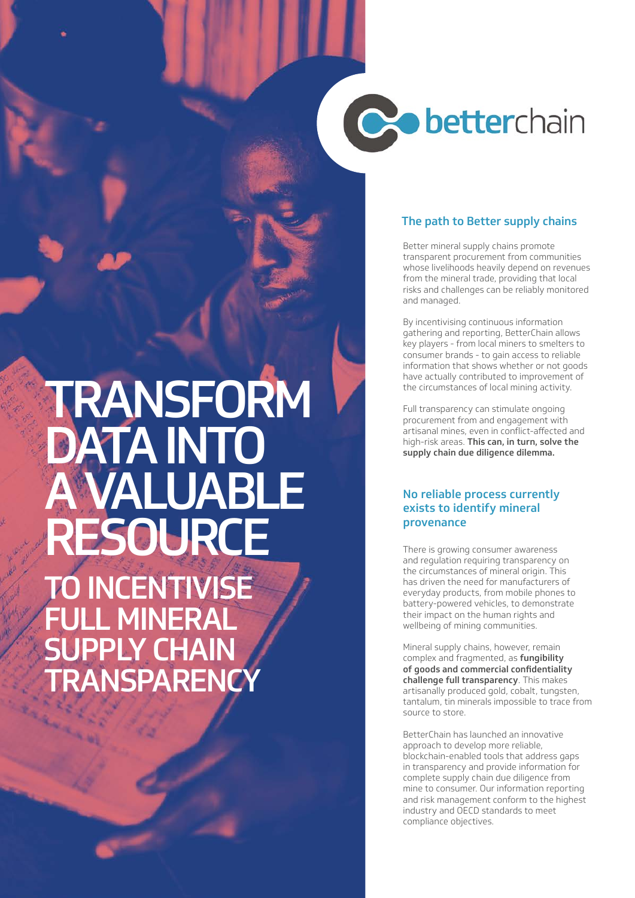betterchain

# TRANSFORM DATA INTO A VALUABLE RESOURCE

## TO INCENTIVISE FULL MINERAL SUPPLY CHAIN TRANSPARENCY

### The path to Better supply chains

Better mineral supply chains promote transparent procurement from communities whose livelihoods heavily depend on revenues from the mineral trade, providing that local risks and challenges can be reliably monitored and managed.

By incentivising continuous information gathering and reporting, BetterChain allows key players - from local miners to smelters to consumer brands - to gain access to reliable information that shows whether or not goods have actually contributed to improvement of the circumstances of local mining activity.

Full transparency can stimulate ongoing procurement from and engagement with artisanal mines, even in conflict-affected and high-risk areas. **This can, in turn, solve the supply chain due diligence dilemma.**

### No reliable process currently exists to identify mineral provenance

There is growing consumer awareness and regulation requiring transparency on the circumstances of mineral origin. This has driven the need for manufacturers of everyday products, from mobile phones to battery-powered vehicles, to demonstrate their impact on the human rights and wellbeing of mining communities.

Mineral supply chains, however, remain complex and fragmented, as **fungibility of goods and commercial confidentiality challenge full transparency**. This makes artisanally produced gold, cobalt, tungsten, tantalum, tin minerals impossible to trace from source to store.

BetterChain has launched an innovative approach to develop more reliable, blockchain-enabled tools that address gaps in transparency and provide information for complete supply chain due diligence from mine to consumer. Our information reporting and risk management conform to the highest industry and OECD standards to meet compliance objectives.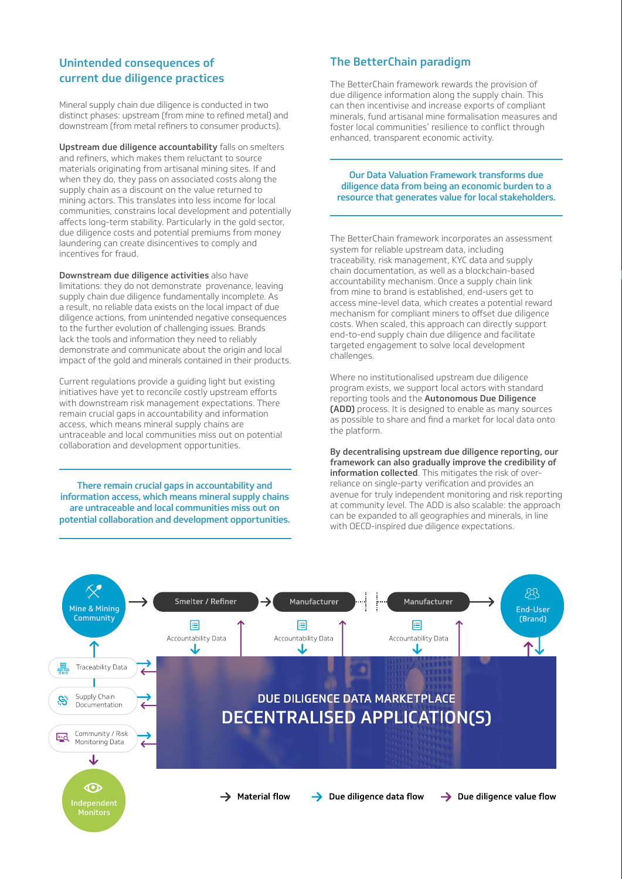## Unintended consequences of current due diligence practices

Mineral supply chain due diligence is conducted in two distinct phases: upstream (from mine to refined metal) and downstream (from metal refiners to consumer products).

**Upstream due diligence accountability** falls on smelters and refiners, which makes them reluctant to source materials originating from artisanal mining sites. If and when they do, they pass on associated costs along the supply chain as a discount on the value returned to mining actors. This translates into less income for local communities, constrains local development and potentially affects long-term stability. Particularly in the gold sector, due diligence costs and potential premiums from money laundering can create disincentives to comply and incentives for fraud.

**Downstream due diligence activities** also have limitations: they do not demonstrate provenance, leaving supply chain due diligence fundamentally incomplete. As a result, no reliable data exists on the local impact of due diligence actions, from unintended negative consequences to the further evolution of challenging issues. Brands lack the tools and information they need to reliably demonstrate and communicate about the origin and local impact of the gold and minerals contained in their products.

Current regulations provide a guiding light but existing initiatives have yet to reconcile costly upstream efforts with downstream risk management expectations. There remain crucial gaps in accountability and information access, which means mineral supply chains are untraceable and local communities miss out on potential collaboration and development opportunities.

> **There remain crucial gaps in accountability and information access, which means mineral supply chains are untraceable and local communities miss out on potential collaboration and development opportunities.**

## The BetterChain paradigm

The BetterChain framework rewards the provision of due diligence information along the supply chain. This can then incentivise and increase exports of compliant minerals, fund artisanal mine formalisation measures and foster local communities' resilience to conflict through enhanced, transparent economic activity.

> **Our Data Valuation Framework transforms due diligence data from being an economic burden to a resource that generates value for local stakeholders.**

The BetterChain framework incorporates an assessment system for reliable upstream data, including traceability, risk management, KYC data and supply chain documentation, as well as a blockchain-based accountability mechanism. Once a supply chain link from mine to brand is established, end-users get to access mine-level data, which creates a potential reward mechanism for compliant miners to offset due diligence costs. When scaled, this approach can directly support end-to-end supply chain due diligence and facilitate targeted engagement to solve local development challenges.

Where no institutionalised upstream due diligence program exists, we support local actors with standard reporting tools and the **Autonomous Due Diligence (ADD)** process. It is designed to enable as many sources as possible to share and find a market for local data onto the platform.

**By decentralising upstream due diligence reporting, our framework can also gradually improve the credibility of information collected**. This mitigates the risk of over-reliance on single-party verification and provides an avenue for truly independent monitoring and risk reporting at community level. The ADD is also scalable: the approach can be expanded to all geographies and minerals, in line with OECD-inspired due diligence expectations.

Mine & Mining Community → Smelter / Refiner → Manufacturer → Manufacturer → End-User (Brand)

Accountability Data | Accountability Data | Accountability Data

Traceability Data | Supply Chain Documentation | Community / Risk Monitoring Data

Independent Monitors

DUE DILIGENCE DATA MARKETPLACE
DECENTRALISED APPLICATION(S)

→ Material flow → Due diligence data flow → Due diligence value flow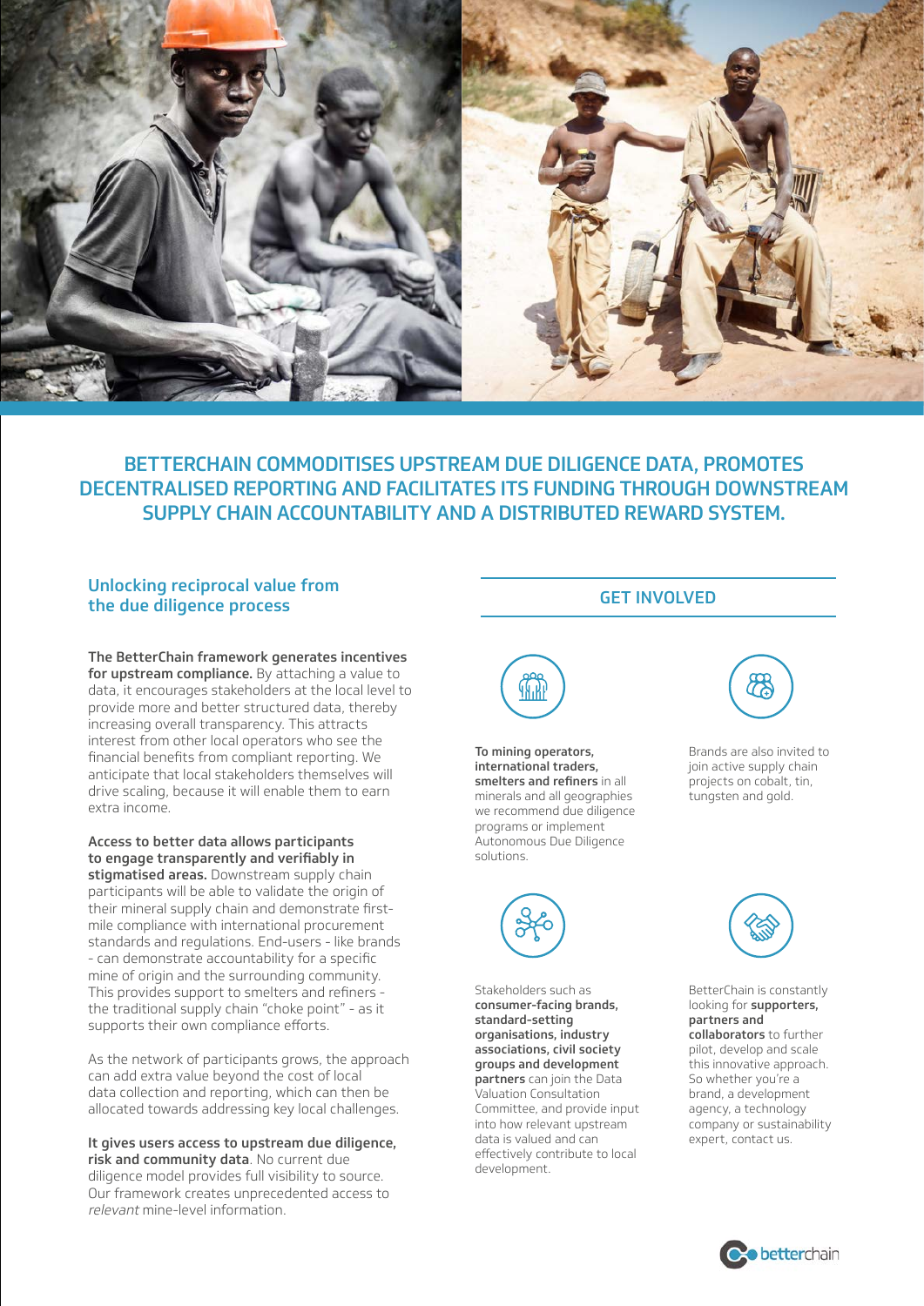## BETTERCHAIN COMMODITISES UPSTREAM DUE DILIGENCE DATA, PROMOTES DECENTRALISED REPORTING AND FACILITATES ITS FUNDING THROUGH DOWNSTREAM SUPPLY CHAIN ACCOUNTABILITY AND A DISTRIBUTED REWARD SYSTEM.

### Unlocking reciprocal value from the due diligence process

**The BetterChain framework generates incentives for upstream compliance.** By attaching a value to data, it encourages stakeholders at the local level to provide more and better structured data, thereby increasing overall transparency. This attracts interest from other local operators who see the financial benefits from compliant reporting. We anticipate that local stakeholders themselves will drive scaling, because it will enable them to earn extra income.

**Access to better data allows participants to engage transparently and verifiably in stigmatised areas.** Downstream supply chain participants will be able to validate the origin of their mineral supply chain and demonstrate first-mile compliance with international procurement standards and regulations. End-users - like brands - can demonstrate accountability for a specific mine of origin and the surrounding community. This provides support to smelters and refiners - the traditional supply chain "choke point" - as it supports their own compliance efforts.

As the network of participants grows, the approach can add extra value beyond the cost of local data collection and reporting, which can then be allocated towards addressing key local challenges.

**It gives users access to upstream due diligence, risk and community data**. No current due diligence model provides full visibility to source. Our framework creates unprecedented access to *relevant* mine-level information.

### GET INVOLVED

**To mining operators, international traders, smelters and refiners** in all minerals and all geographies we recommend due diligence programs or implement Autonomous Due Diligence solutions.

Brands are also invited to join active supply chain projects on cobalt, tin, tungsten and gold.

Stakeholders such as **consumer-facing brands, standard-setting organisations, industry associations, civil society groups and development partners** can join the Data Valuation Consultation Committee, and provide input into how relevant upstream data is valued and can effectively contribute to local development.

BetterChain is constantly looking for **supporters, partners and collaborators** to further pilot, develop and scale this innovative approach. So whether you're a brand, a development agency, a technology company or sustainability expert, contact us.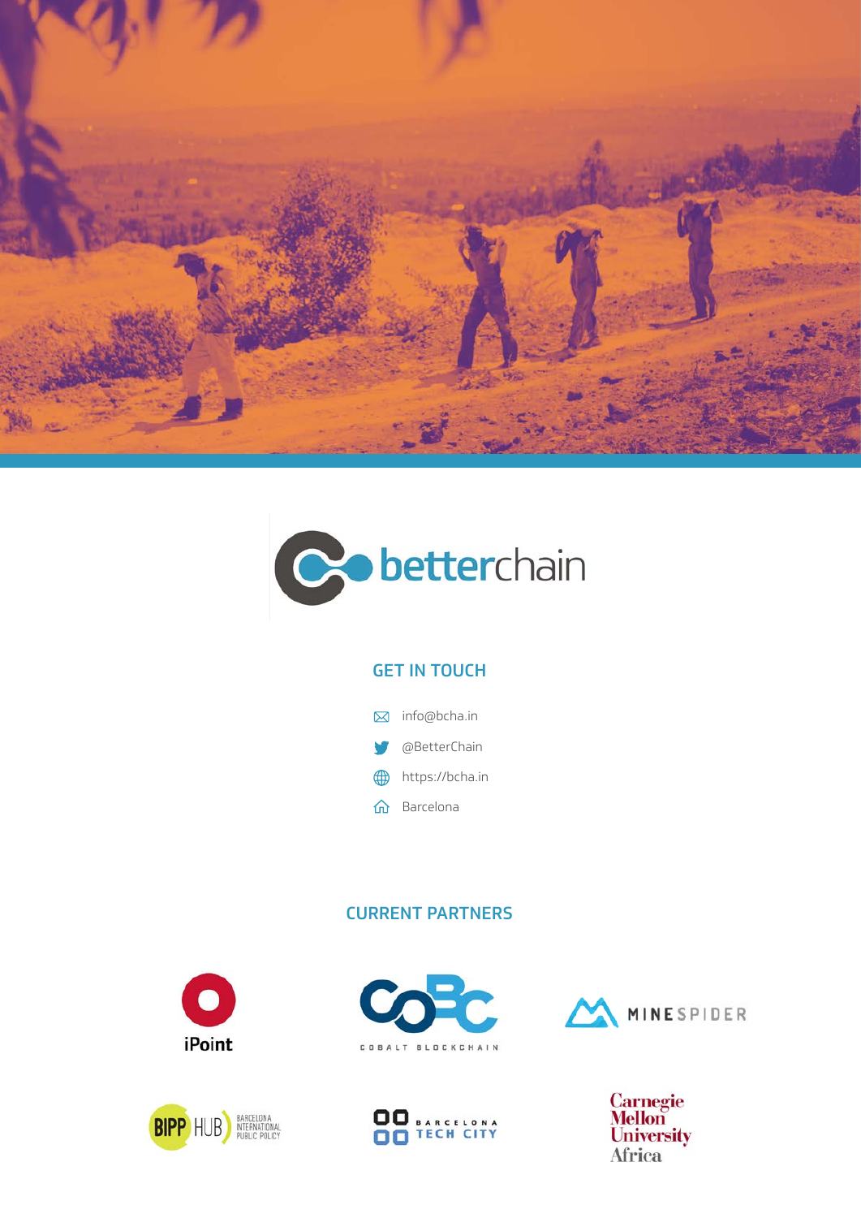betterchain

## GET IN TOUCH

- info@bcha.in
- @BetterChain
- https://bcha.in
- Barcelona

## CURRENT PARTNERS

iPoint

CoBC COBALT BLOCKCHAIN

MINESPIDER

BIPP HUB BARCELONA INTERNATIONAL PUBLIC POLICY

BARCELONA TECH CITY

Carnegie Mellon University Africa